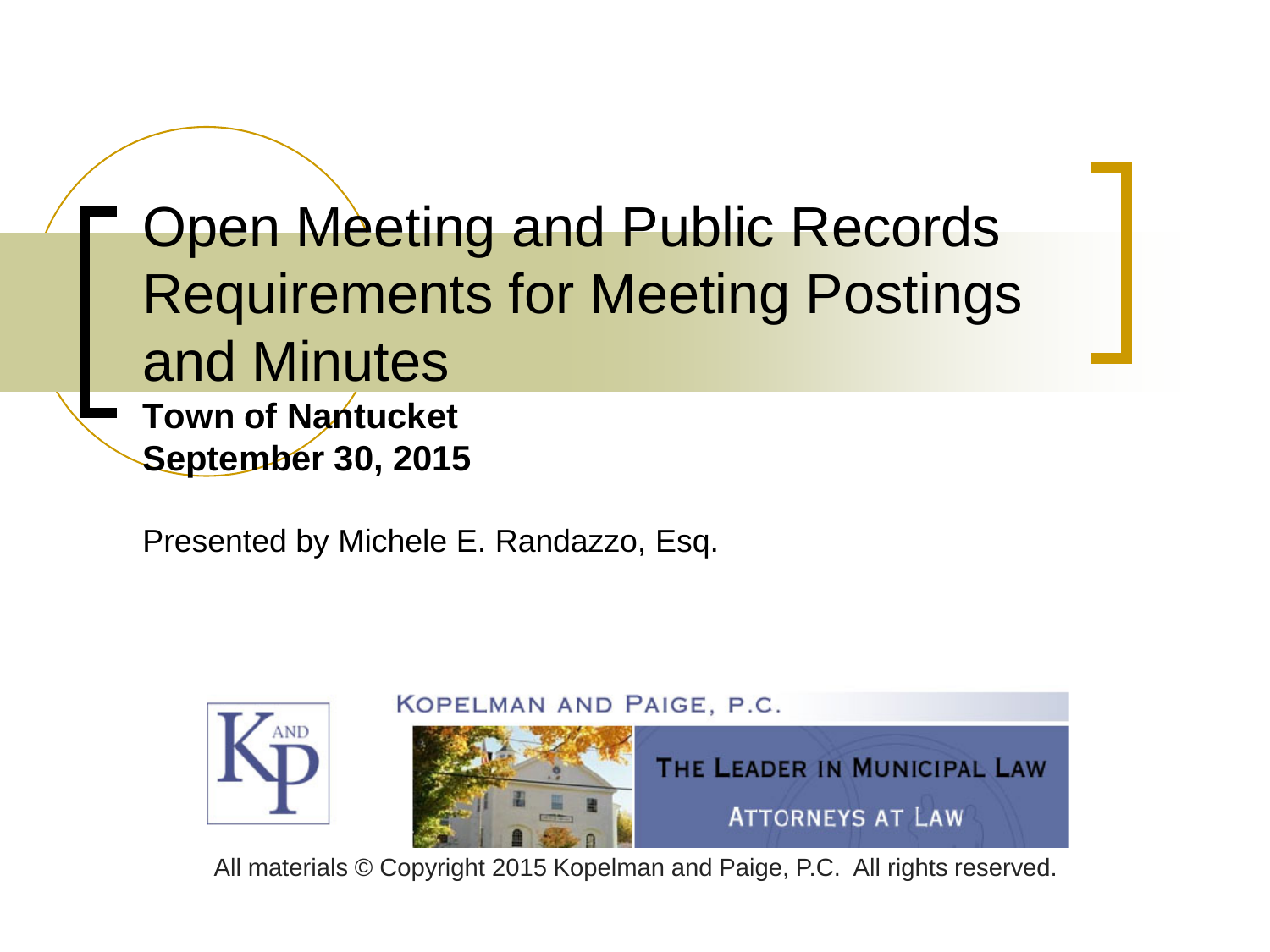# Open Meeting and Public Records Requirements for Meeting Postings and Minutes

**Town of Nantucket**
**September 30, 2015**

Presented by Michele E. Randazzo, Esq.

KOPELMAN AND PAIGE, P.C.

THE LEADER IN MUNICIPAL LAW

ATTORNEYS AT LAW

All materials © Copyright 2015 Kopelman and Paige, P.C. All rights reserved.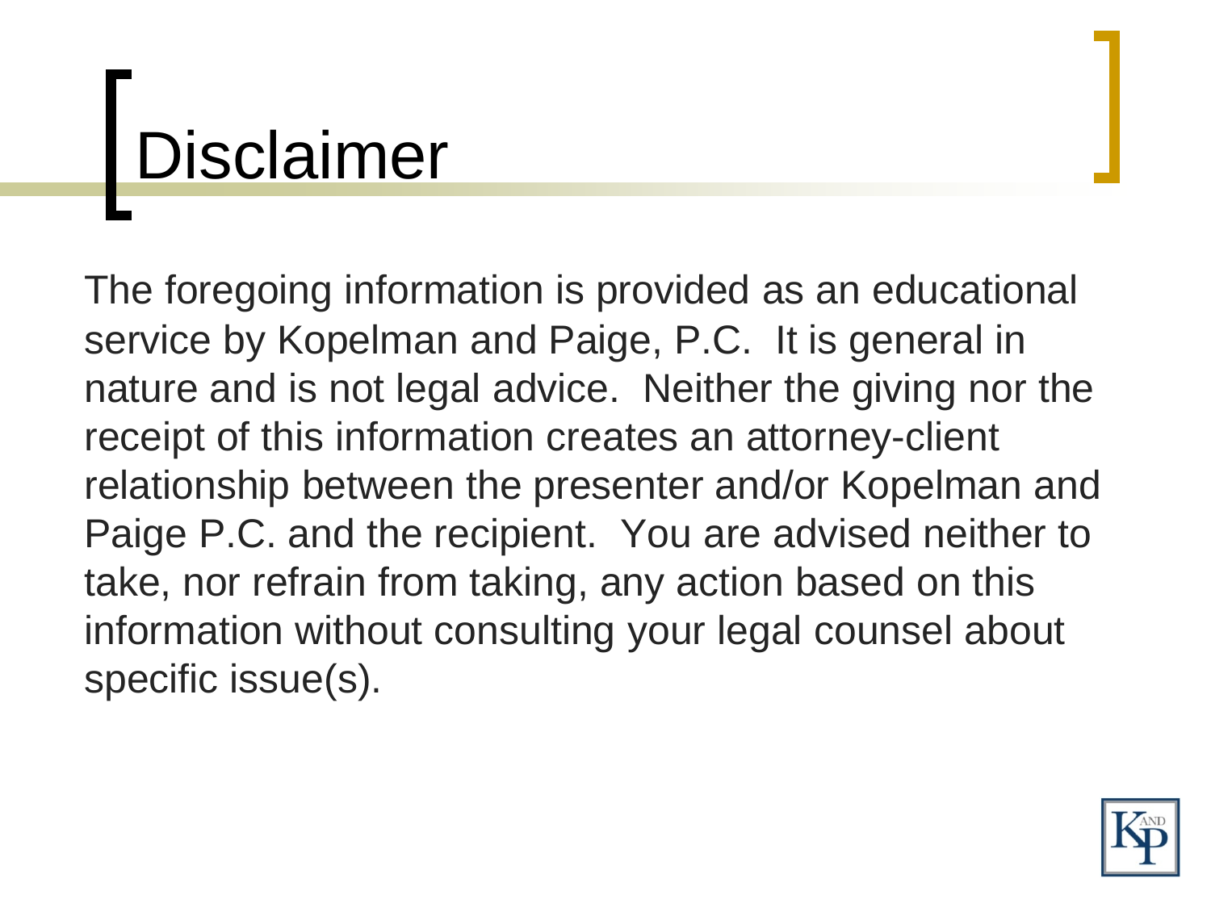# Disclaimer

The foregoing information is provided as an educational service by Kopelman and Paige, P.C. It is general in nature and is not legal advice. Neither the giving nor the receipt of this information creates an attorney-client relationship between the presenter and/or Kopelman and Paige P.C. and the recipient. You are advised neither to take, nor refrain from taking, any action based on this information without consulting your legal counsel about specific issue(s).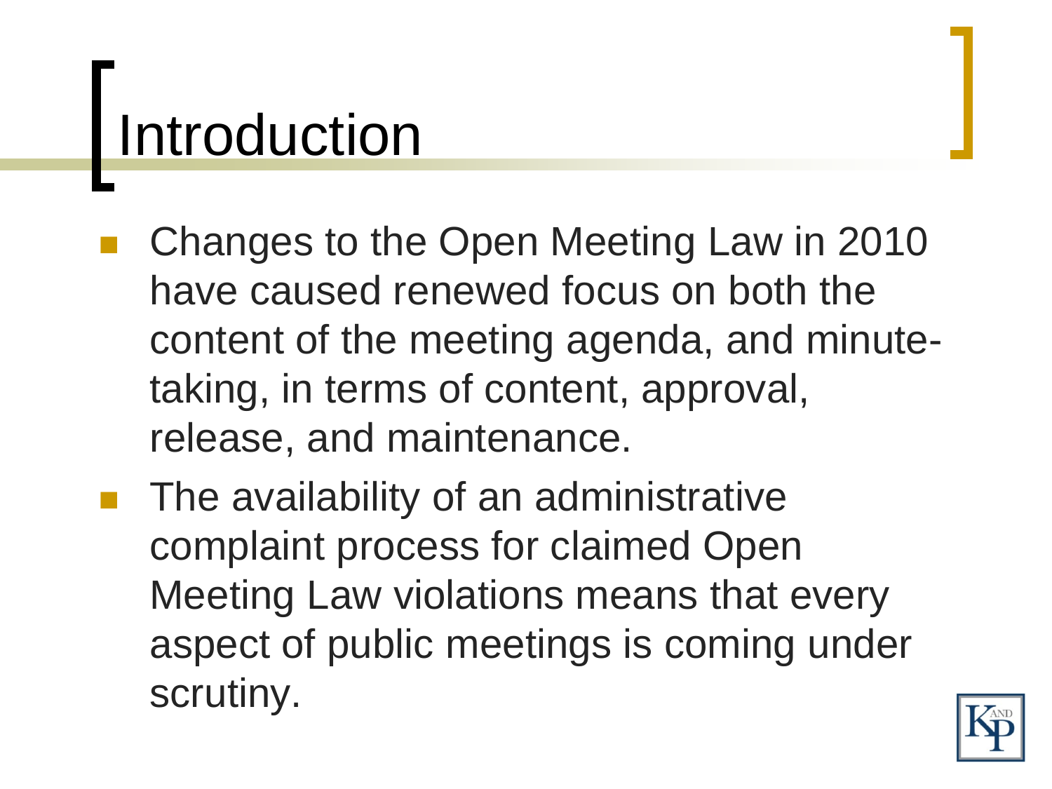# Introduction

- Changes to the Open Meeting Law in 2010 have caused renewed focus on both the content of the meeting agenda, and minute-taking, in terms of content, approval, release, and maintenance.
- The availability of an administrative complaint process for claimed Open Meeting Law violations means that every aspect of public meetings is coming under scrutiny.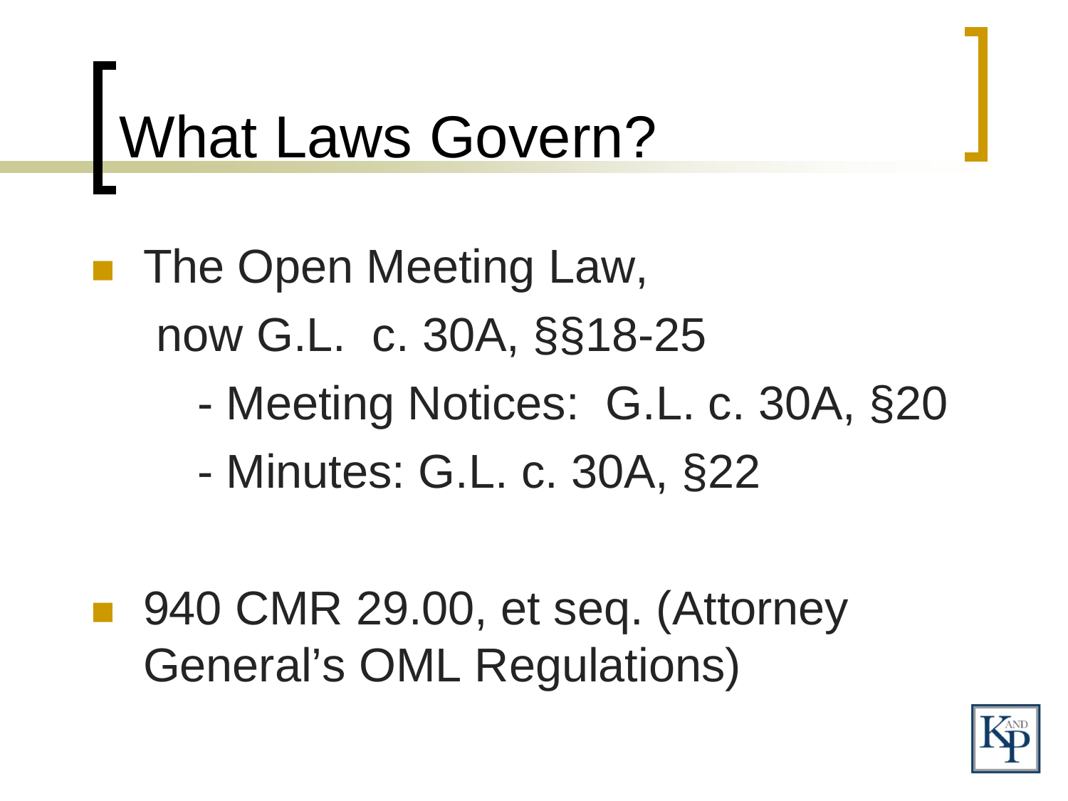# What Laws Govern?

- The Open Meeting Law, now G.L. c. 30A, §§18-25
  - Meeting Notices: G.L. c. 30A, §20
  - Minutes: G.L. c. 30A, §22

- 940 CMR 29.00, et seq. (Attorney General's OML Regulations)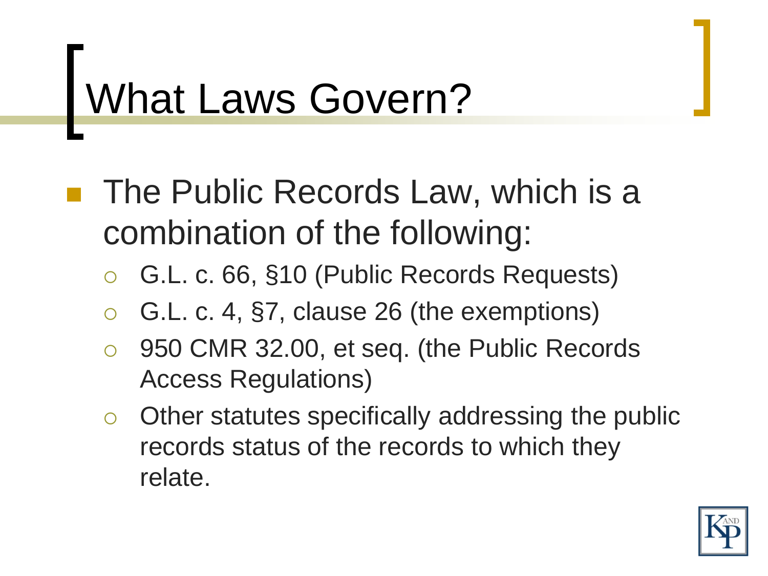# What Laws Govern?

- The Public Records Law, which is a combination of the following:
  - G.L. c. 66, §10 (Public Records Requests)
  - G.L. c. 4, §7, clause 26 (the exemptions)
  - 950 CMR 32.00, et seq. (the Public Records Access Regulations)
  - Other statutes specifically addressing the public records status of the records to which they relate.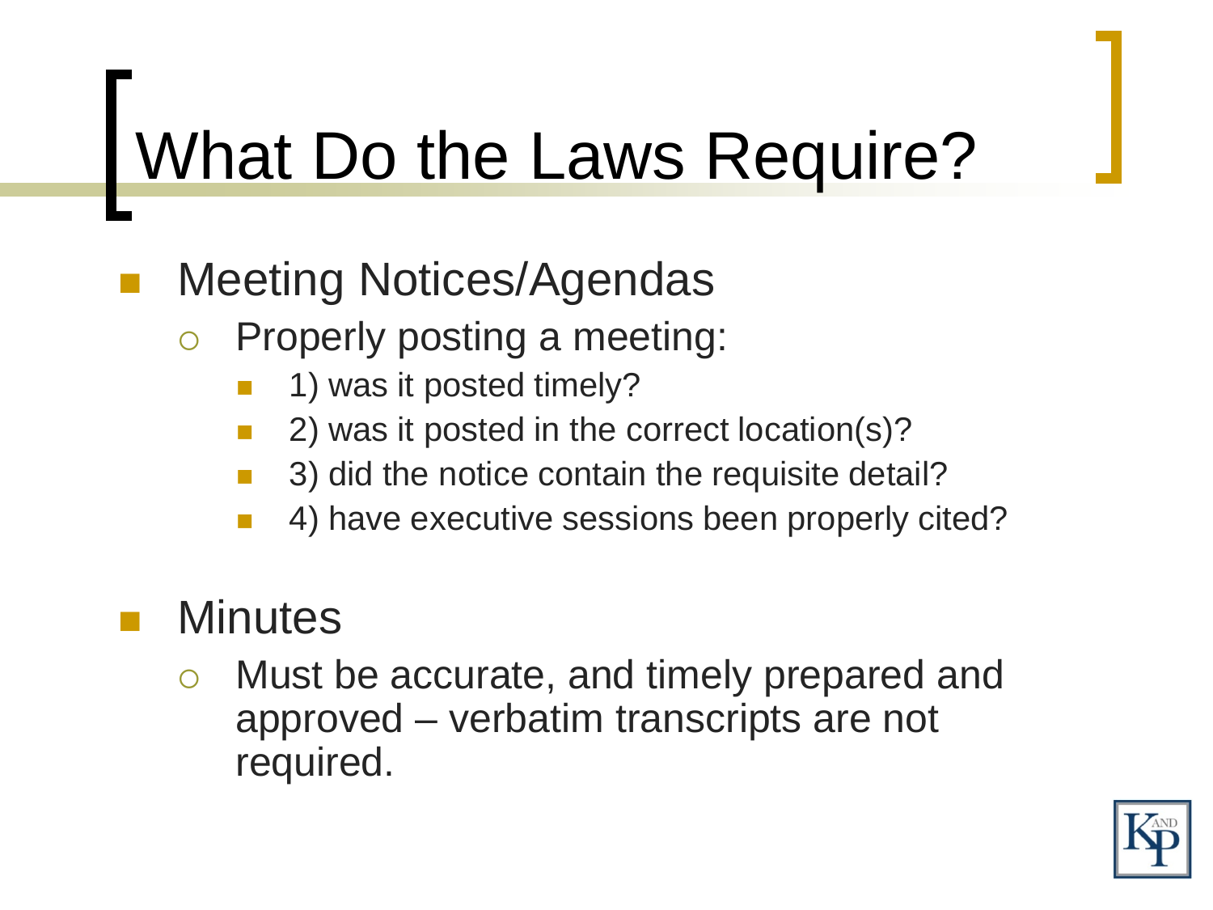# What Do the Laws Require?

- Meeting Notices/Agendas
  - Properly posting a meeting:
    - 1) was it posted timely?
    - 2) was it posted in the correct location(s)?
    - 3) did the notice contain the requisite detail?
    - 4) have executive sessions been properly cited?

- Minutes
  - Must be accurate, and timely prepared and approved – verbatim transcripts are not required.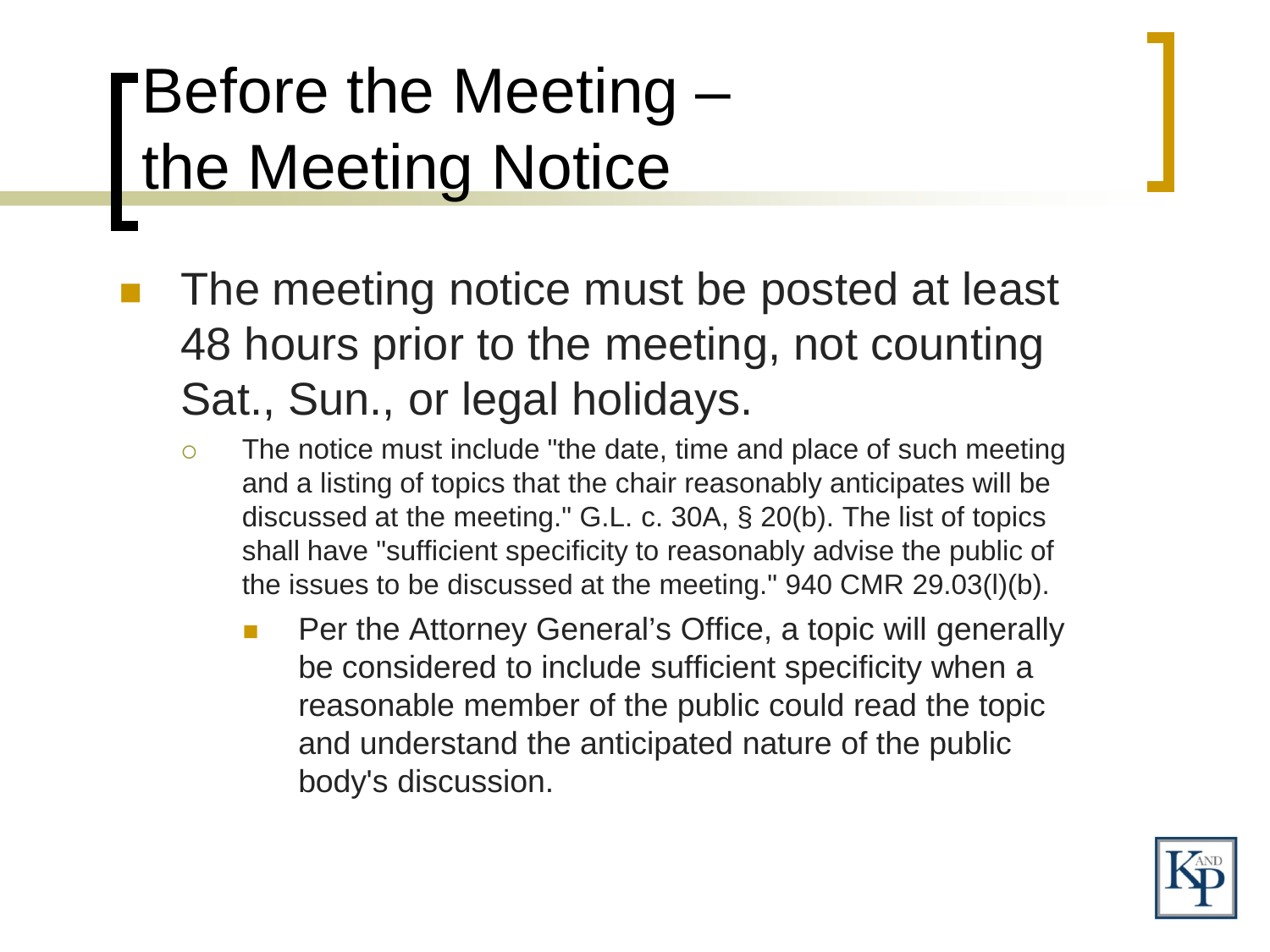# Before the Meeting – the Meeting Notice

- The meeting notice must be posted at least 48 hours prior to the meeting, not counting Sat., Sun., or legal holidays.
  - The notice must include "the date, time and place of such meeting and a listing of topics that the chair reasonably anticipates will be discussed at the meeting." G.L. c. 30A, § 20(b). The list of topics shall have "sufficient specificity to reasonably advise the public of the issues to be discussed at the meeting." 940 CMR 29.03(l)(b).
    - Per the Attorney General's Office, a topic will generally be considered to include sufficient specificity when a reasonable member of the public could read the topic and understand the anticipated nature of the public body's discussion.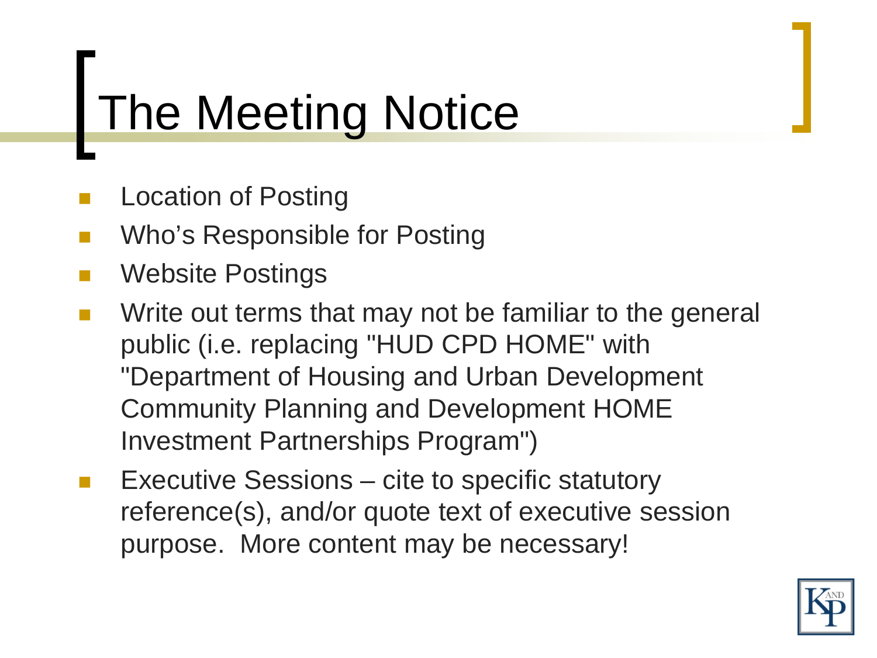# The Meeting Notice

- Location of Posting
- Who's Responsible for Posting
- Website Postings
- Write out terms that may not be familiar to the general public (i.e. replacing "HUD CPD HOME" with "Department of Housing and Urban Development Community Planning and Development HOME Investment Partnerships Program")
- Executive Sessions – cite to specific statutory reference(s), and/or quote text of executive session purpose. More content may be necessary!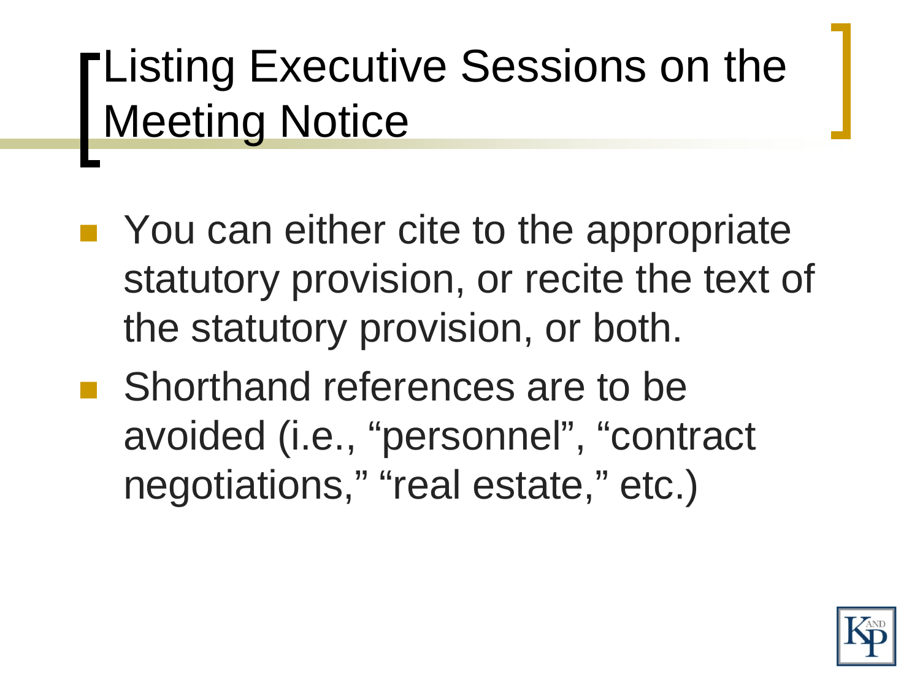# Listing Executive Sessions on the Meeting Notice

- You can either cite to the appropriate statutory provision, or recite the text of the statutory provision, or both.
- Shorthand references are to be avoided (i.e., “personnel”, “contract negotiations,” “real estate,” etc.)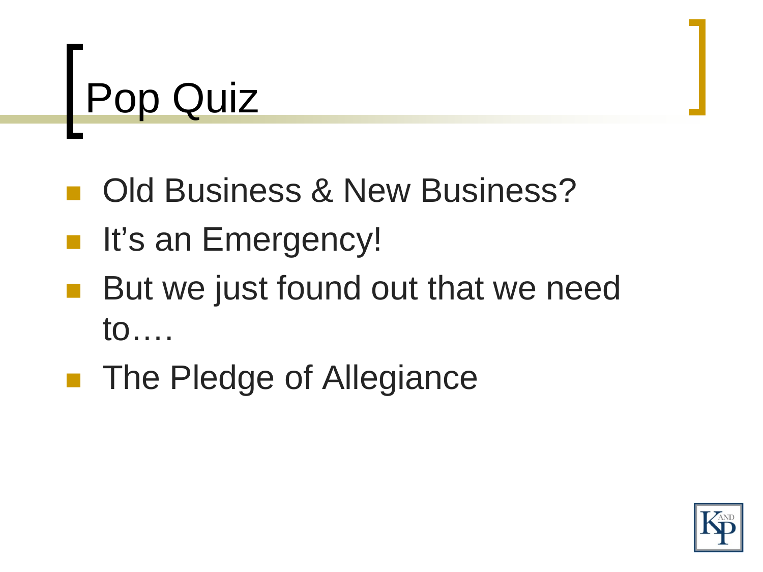# Pop Quiz

- Old Business & New Business?
- It's an Emergency!
- But we just found out that we need to….
- The Pledge of Allegiance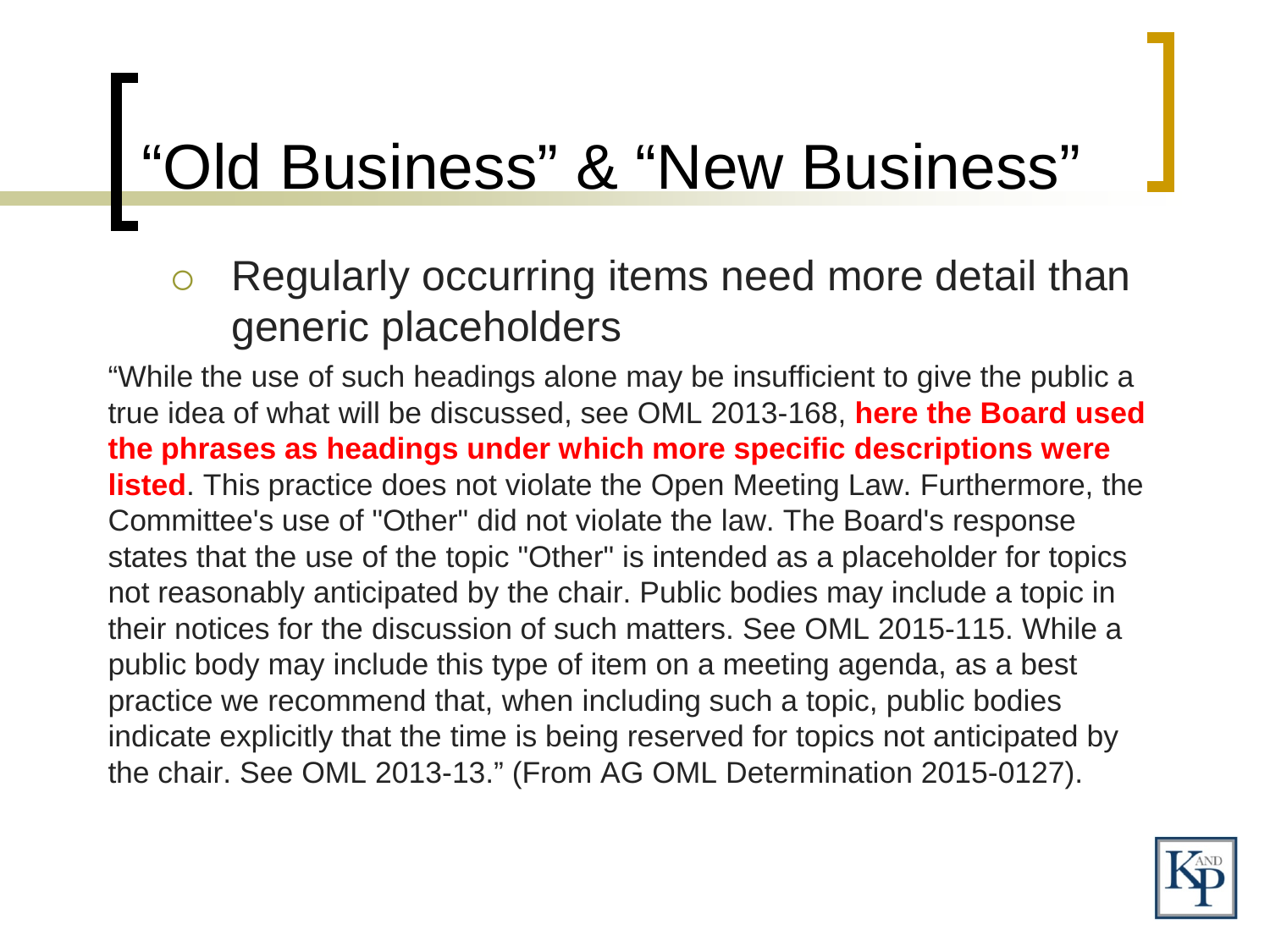# "Old Business" & "New Business"

- Regularly occurring items need more detail than generic placeholders

"While the use of such headings alone may be insufficient to give the public a true idea of what will be discussed, see OML 2013-168, **here the Board used the phrases as headings under which more specific descriptions were listed**. This practice does not violate the Open Meeting Law. Furthermore, the Committee's use of "Other" did not violate the law. The Board's response states that the use of the topic "Other" is intended as a placeholder for topics not reasonably anticipated by the chair. Public bodies may include a topic in their notices for the discussion of such matters. See OML 2015-115. While a public body may include this type of item on a meeting agenda, as a best practice we recommend that, when including such a topic, public bodies indicate explicitly that the time is being reserved for topics not anticipated by the chair. See OML 2013-13." (From AG OML Determination 2015-0127).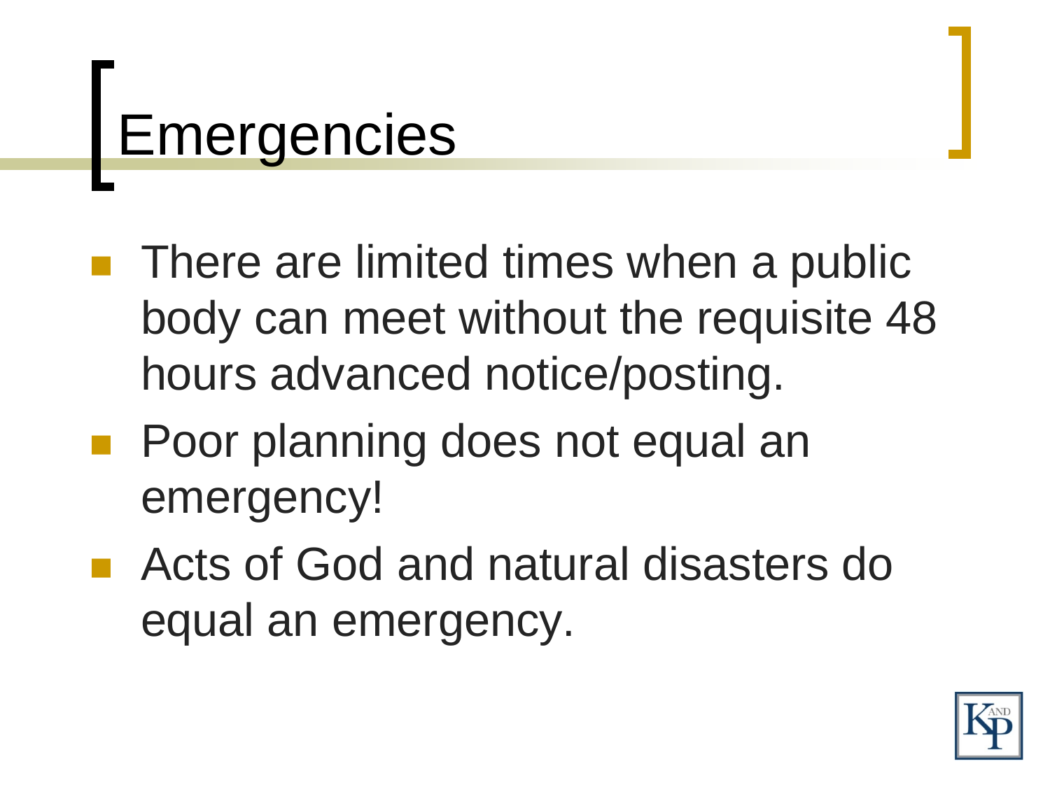# Emergencies

- There are limited times when a public body can meet without the requisite 48 hours advanced notice/posting.
- Poor planning does not equal an emergency!
- Acts of God and natural disasters do equal an emergency.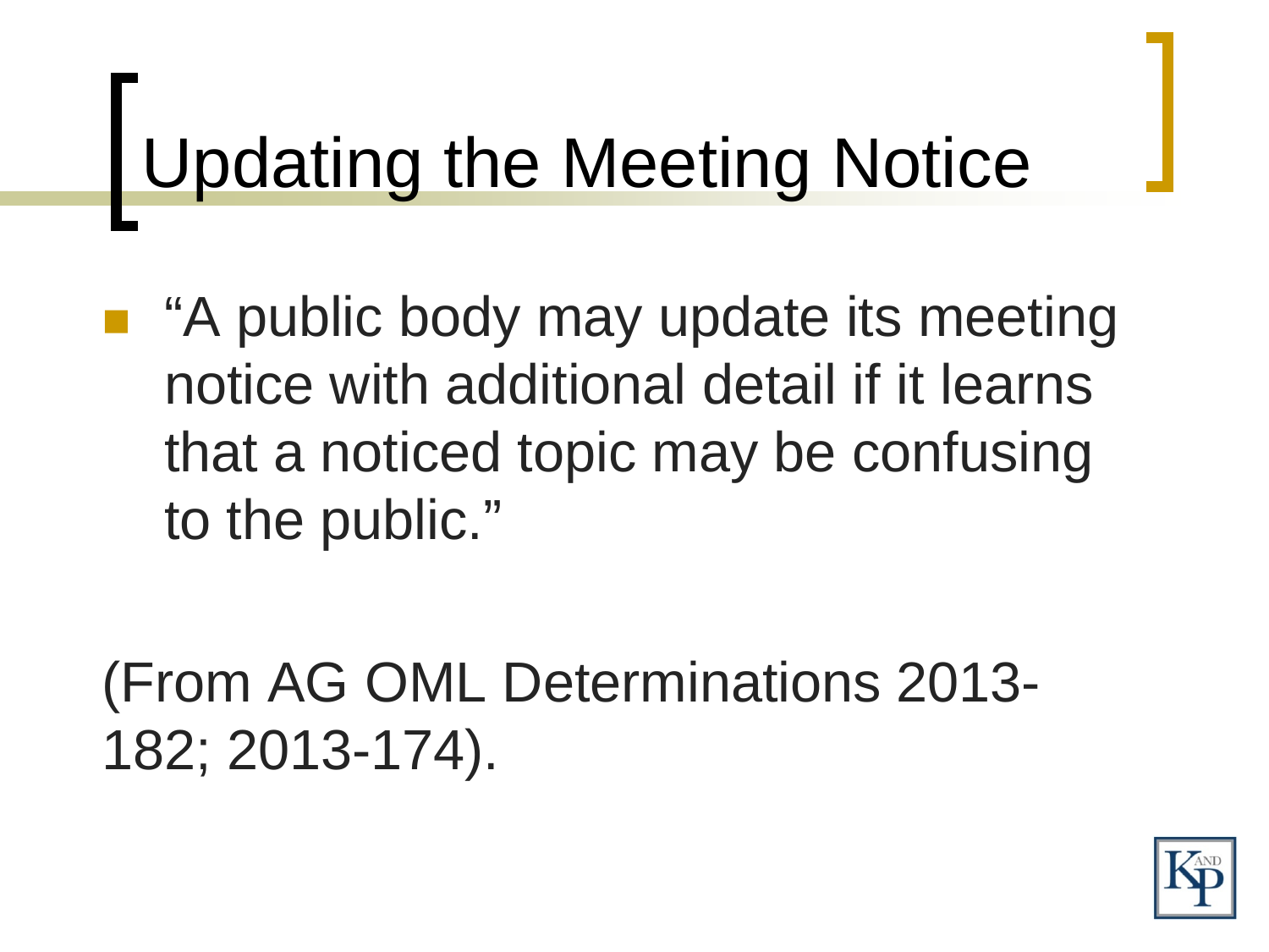# Updating the Meeting Notice

- "A public body may update its meeting notice with additional detail if it learns that a noticed topic may be confusing to the public."

(From AG OML Determinations 2013-182; 2013-174).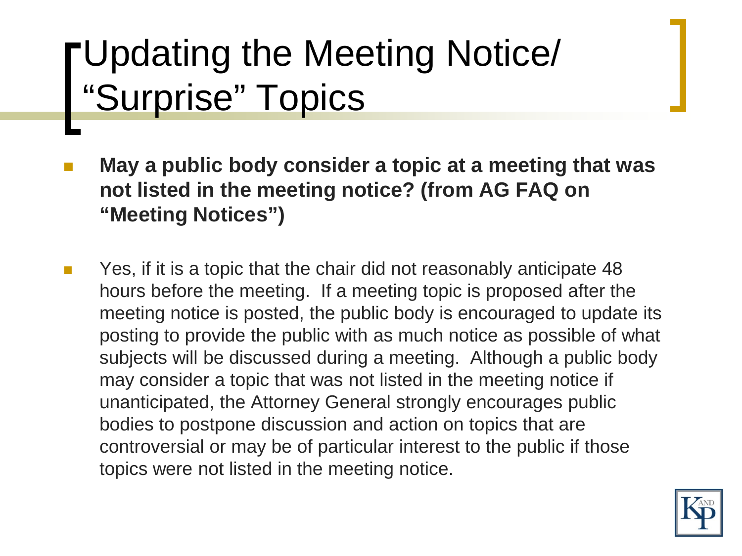# Updating the Meeting Notice/ "Surprise" Topics

- **May a public body consider a topic at a meeting that was not listed in the meeting notice? (from AG FAQ on "Meeting Notices")**

- Yes, if it is a topic that the chair did not reasonably anticipate 48 hours before the meeting. If a meeting topic is proposed after the meeting notice is posted, the public body is encouraged to update its posting to provide the public with as much notice as possible of what subjects will be discussed during a meeting. Although a public body may consider a topic that was not listed in the meeting notice if unanticipated, the Attorney General strongly encourages public bodies to postpone discussion and action on topics that are controversial or may be of particular interest to the public if those topics were not listed in the meeting notice.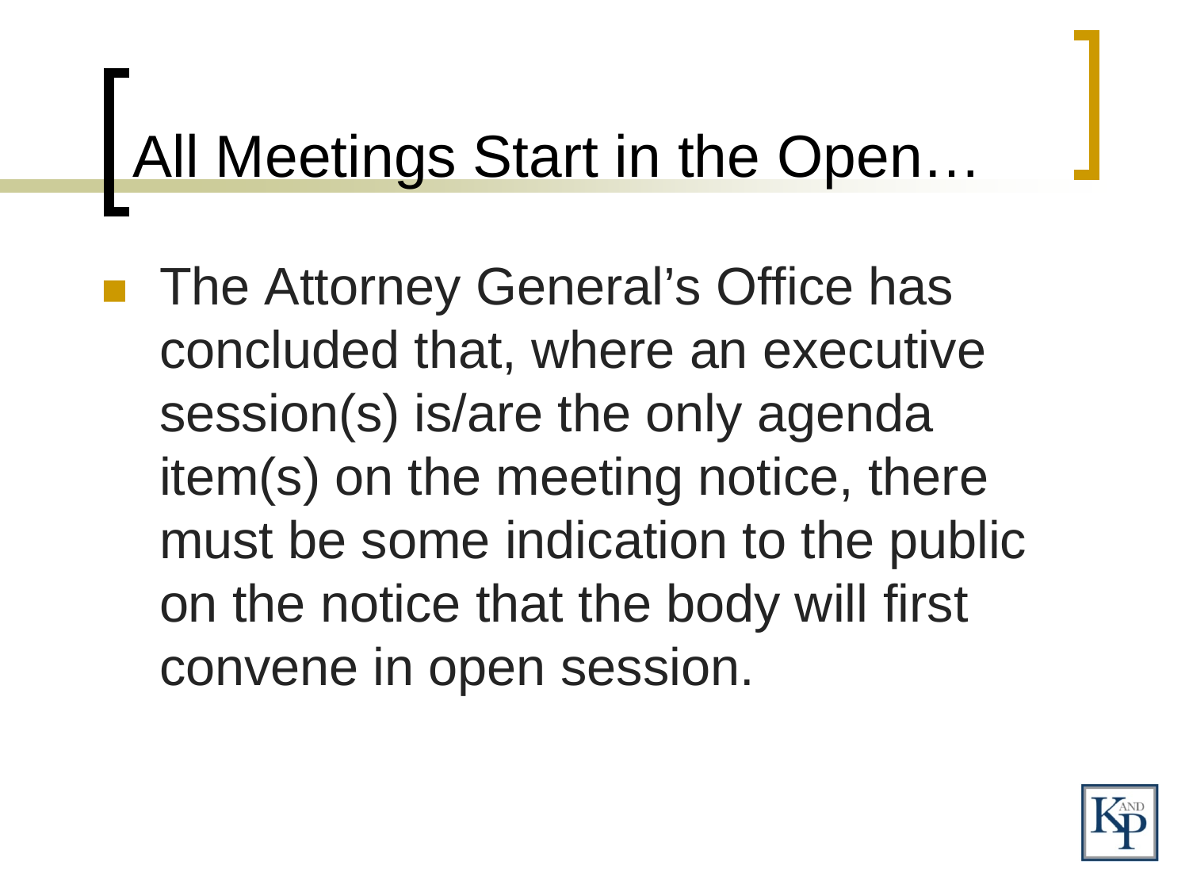# All Meetings Start in the Open…

- The Attorney General's Office has concluded that, where an executive session(s) is/are the only agenda item(s) on the meeting notice, there must be some indication to the public on the notice that the body will first convene in open session.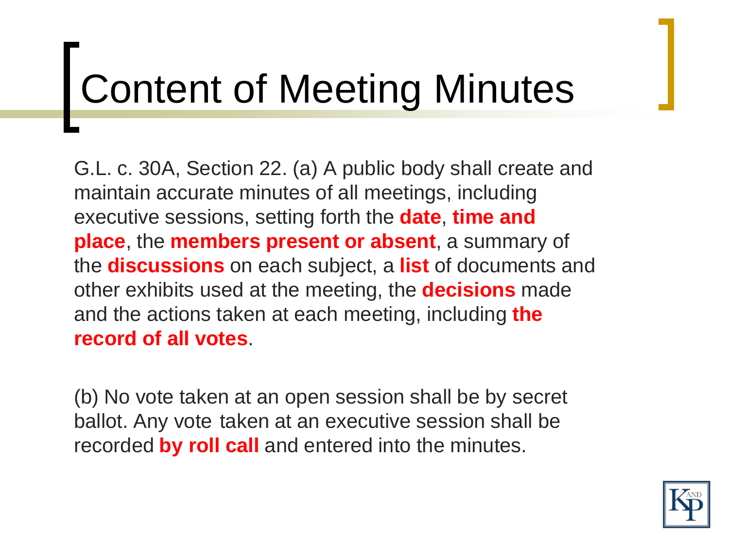# Content of Meeting Minutes

G.L. c. 30A, Section 22. (a) A public body shall create and maintain accurate minutes of all meetings, including executive sessions, setting forth the **date**, **time and place**, the **members present or absent**, a summary of the **discussions** on each subject, a **list** of documents and other exhibits used at the meeting, the **decisions** made and the actions taken at each meeting, including **the record of all votes**.

(b) No vote taken at an open session shall be by secret ballot. Any vote taken at an executive session shall be recorded **by roll call** and entered into the minutes.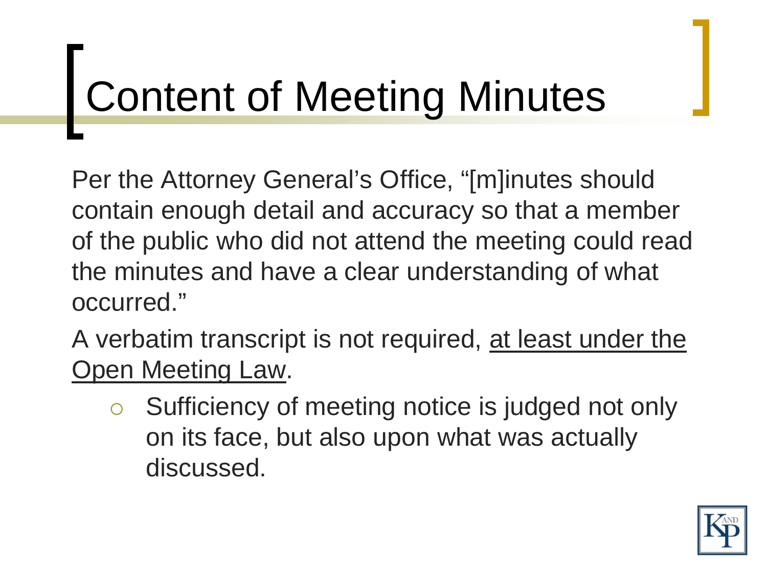# Content of Meeting Minutes

Per the Attorney General's Office, "[m]inutes should contain enough detail and accuracy so that a member of the public who did not attend the meeting could read the minutes and have a clear understanding of what occurred."

A verbatim transcript is not required, <u>at least under the Open Meeting Law</u>.

- Sufficiency of meeting notice is judged not only on its face, but also upon what was actually discussed.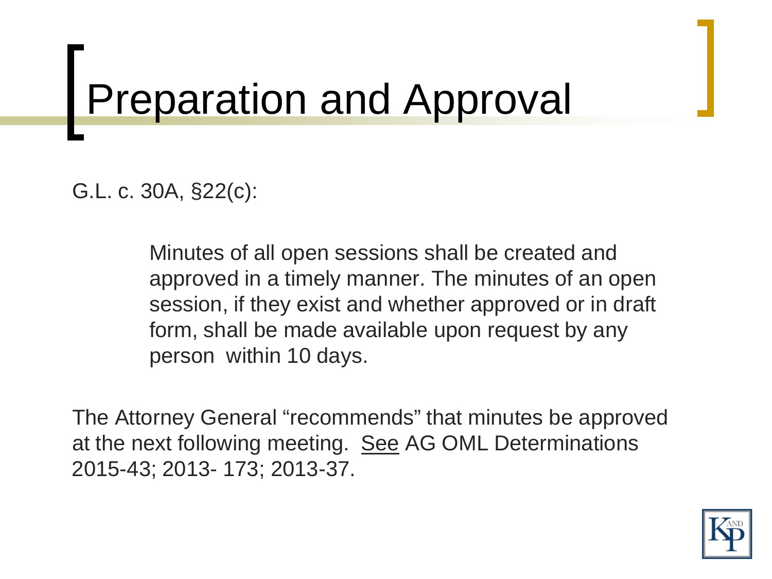# Preparation and Approval

G.L. c. 30A, §22(c):

> Minutes of all open sessions shall be created and approved in a timely manner. The minutes of an open session, if they exist and whether approved or in draft form, shall be made available upon request by any person within 10 days.

The Attorney General "recommends" that minutes be approved at the next following meeting. <u>See</u> AG OML Determinations 2015-43; 2013- 173; 2013-37.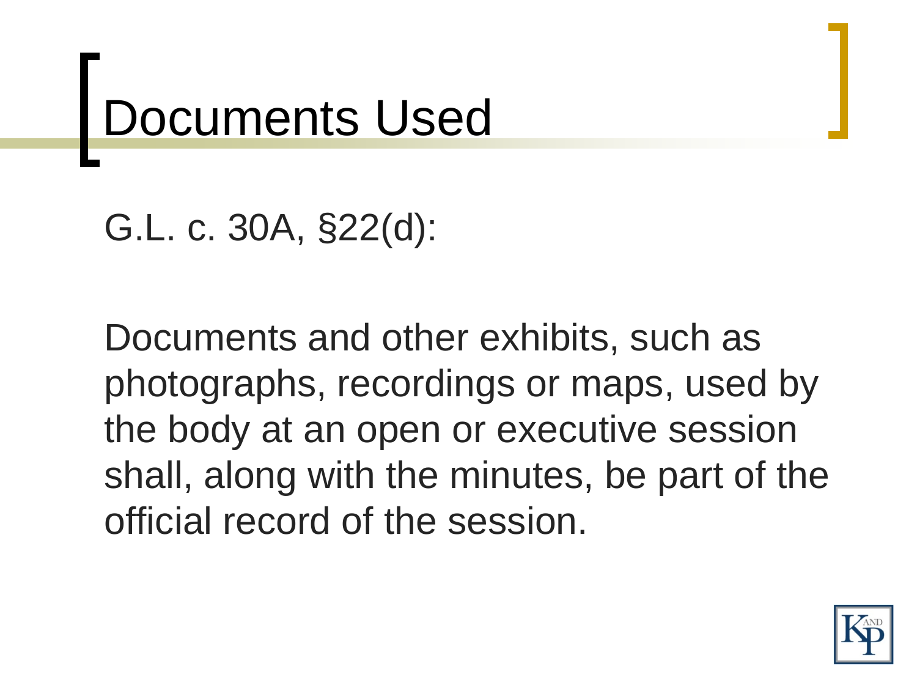# Documents Used

G.L. c. 30A, §22(d):

Documents and other exhibits, such as photographs, recordings or maps, used by the body at an open or executive session shall, along with the minutes, be part of the official record of the session.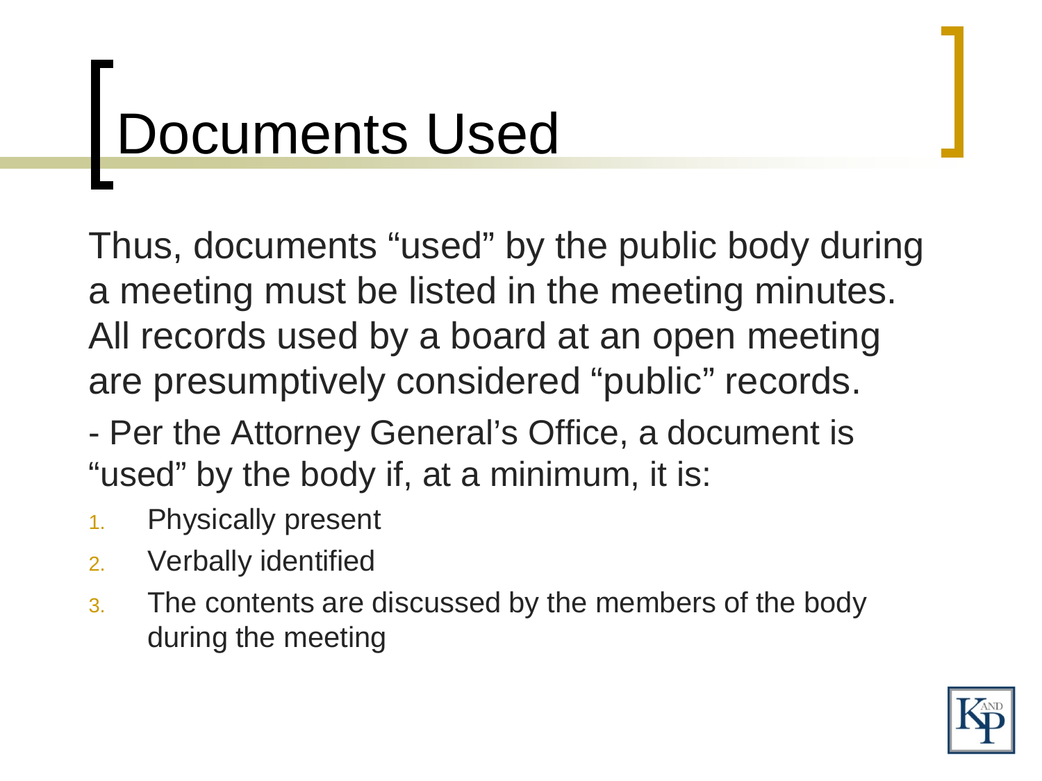# Documents Used

Thus, documents "used" by the public body during a meeting must be listed in the meeting minutes. All records used by a board at an open meeting are presumptively considered "public" records.

- Per the Attorney General's Office, a document is "used" by the body if, at a minimum, it is:

1. Physically present
2. Verbally identified
3. The contents are discussed by the members of the body during the meeting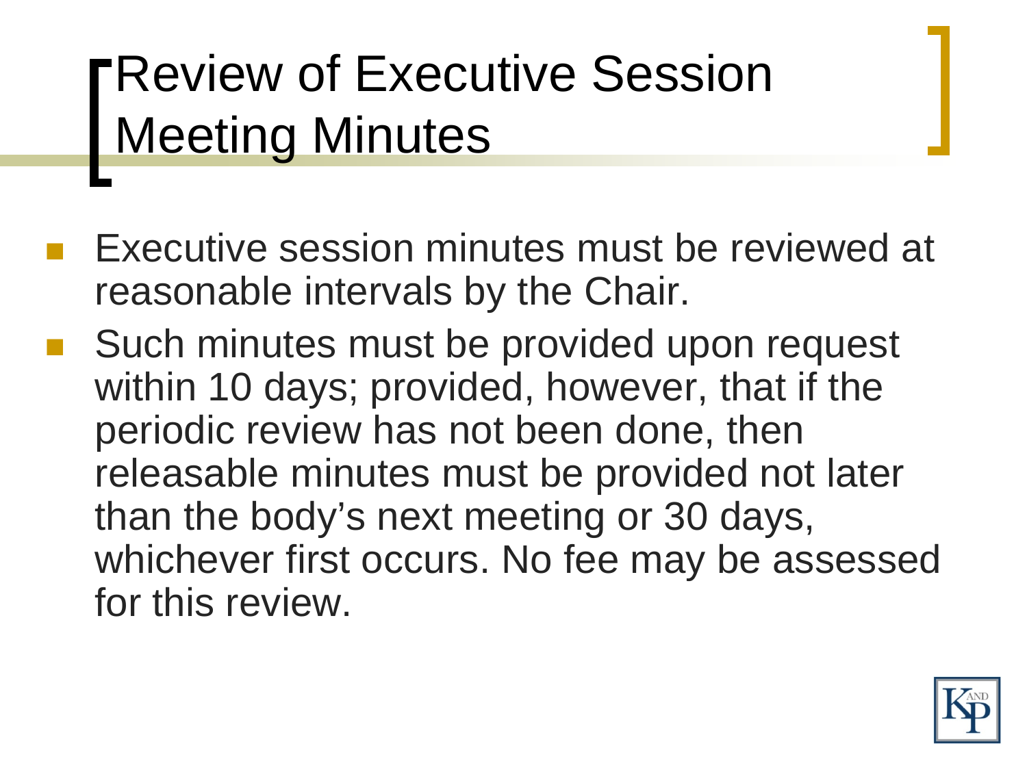# Review of Executive Session Meeting Minutes

- Executive session minutes must be reviewed at reasonable intervals by the Chair.
- Such minutes must be provided upon request within 10 days; provided, however, that if the periodic review has not been done, then releasable minutes must be provided not later than the body's next meeting or 30 days, whichever first occurs. No fee may be assessed for this review.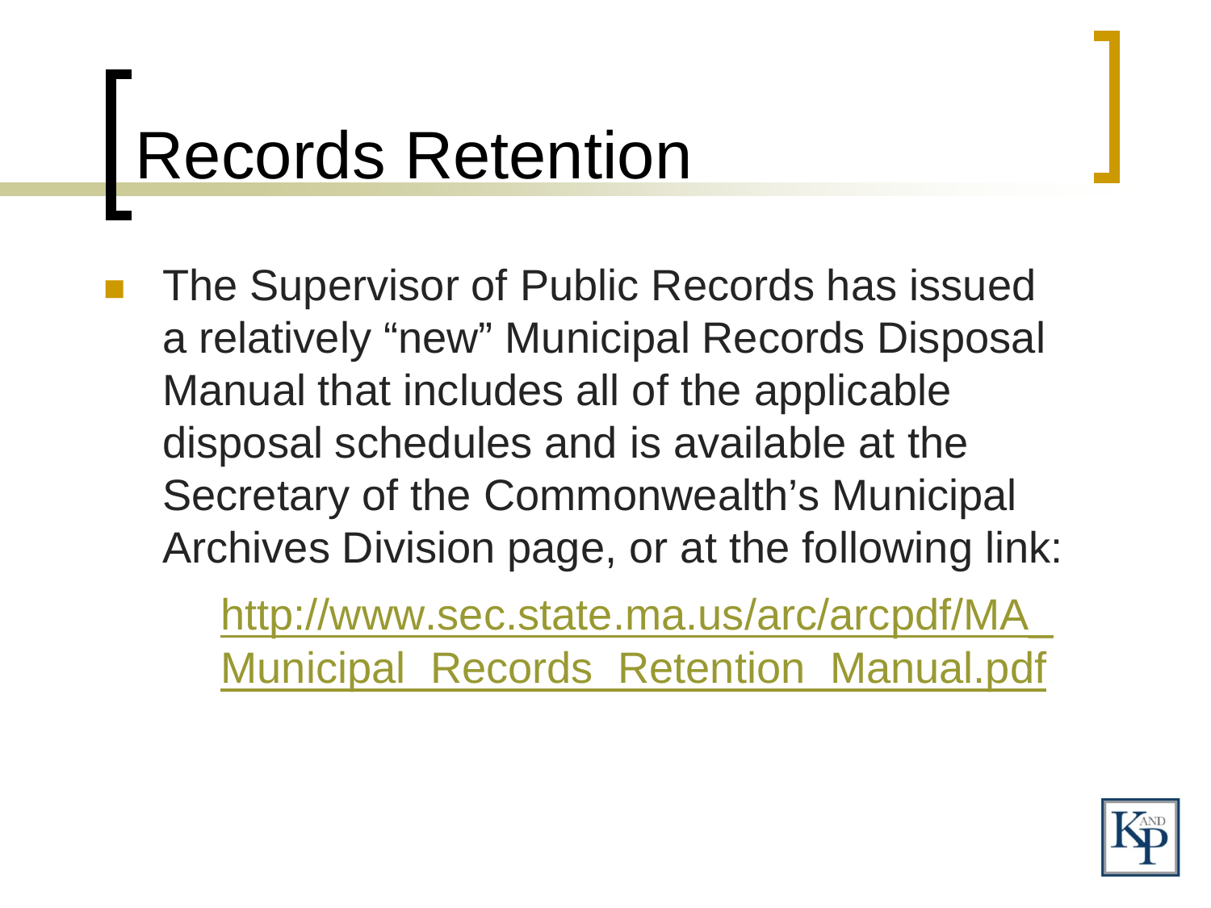# Records Retention

- The Supervisor of Public Records has issued a relatively "new" Municipal Records Disposal Manual that includes all of the applicable disposal schedules and is available at the Secretary of the Commonwealth's Municipal Archives Division page, or at the following link:

  http://www.sec.state.ma.us/arc/arcpdf/MA_Municipal_Records_Retention_Manual.pdf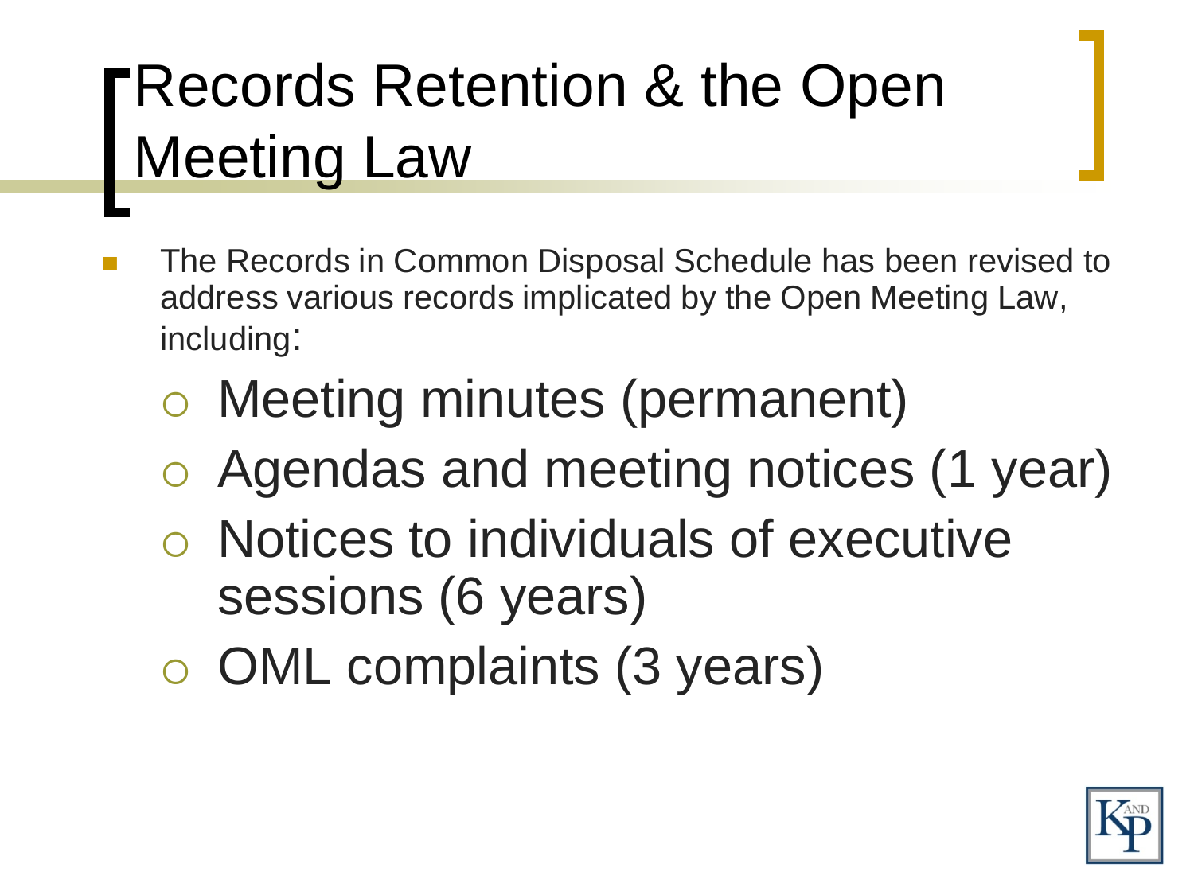# Records Retention & the Open Meeting Law

- The Records in Common Disposal Schedule has been revised to address various records implicated by the Open Meeting Law, including:
  - Meeting minutes (permanent)
  - Agendas and meeting notices (1 year)
  - Notices to individuals of executive sessions (6 years)
  - OML complaints (3 years)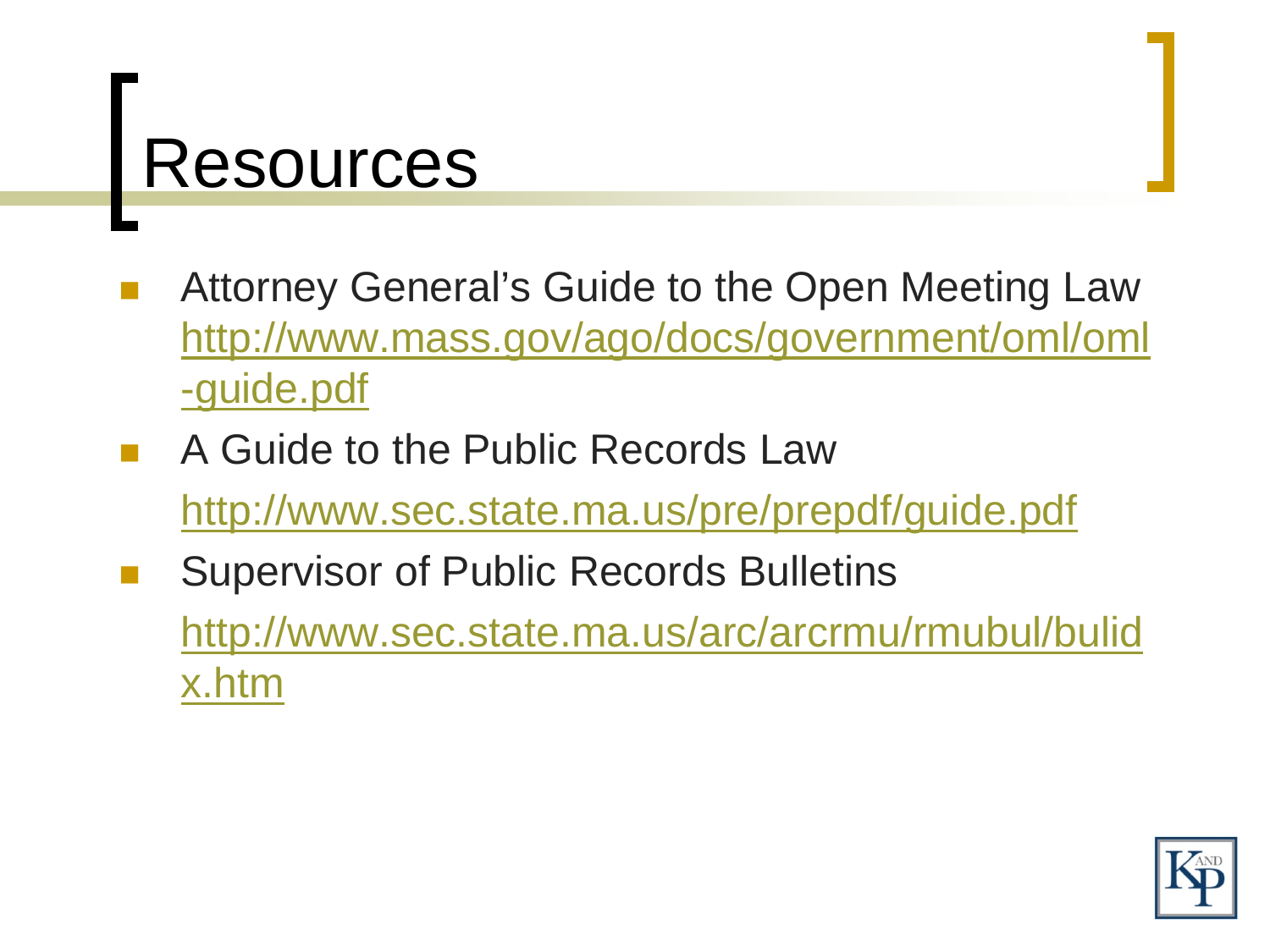# Resources

- Attorney General's Guide to the Open Meeting Law
  http://www.mass.gov/ago/docs/government/oml/oml-guide.pdf
- A Guide to the Public Records Law
  http://www.sec.state.ma.us/pre/prepdf/guide.pdf
- Supervisor of Public Records Bulletins
  http://www.sec.state.ma.us/arc/arcrmu/rmubul/bulidx.htm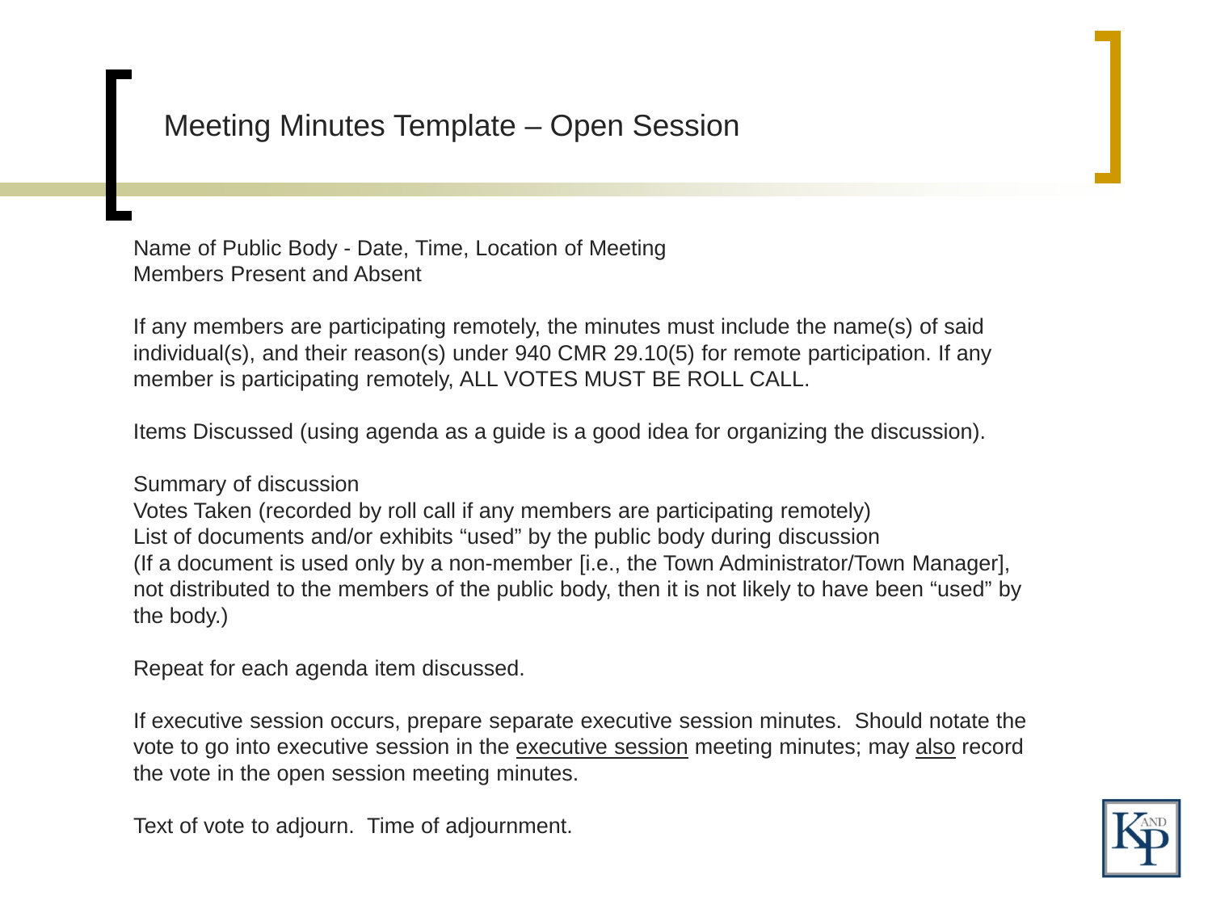# Meeting Minutes Template – Open Session

Name of Public Body - Date, Time, Location of Meeting
Members Present and Absent

If any members are participating remotely, the minutes must include the name(s) of said individual(s), and their reason(s) under 940 CMR 29.10(5) for remote participation. If any member is participating remotely, ALL VOTES MUST BE ROLL CALL.

Items Discussed (using agenda as a guide is a good idea for organizing the discussion).

Summary of discussion
Votes Taken (recorded by roll call if any members are participating remotely)
List of documents and/or exhibits "used" by the public body during discussion
(If a document is used only by a non-member [i.e., the Town Administrator/Town Manager], not distributed to the members of the public body, then it is not likely to have been "used" by the body.)

Repeat for each agenda item discussed.

If executive session occurs, prepare separate executive session minutes. Should notate the vote to go into executive session in the <u>executive session</u> meeting minutes; may <u>also</u> record the vote in the open session meeting minutes.

Text of vote to adjourn. Time of adjournment.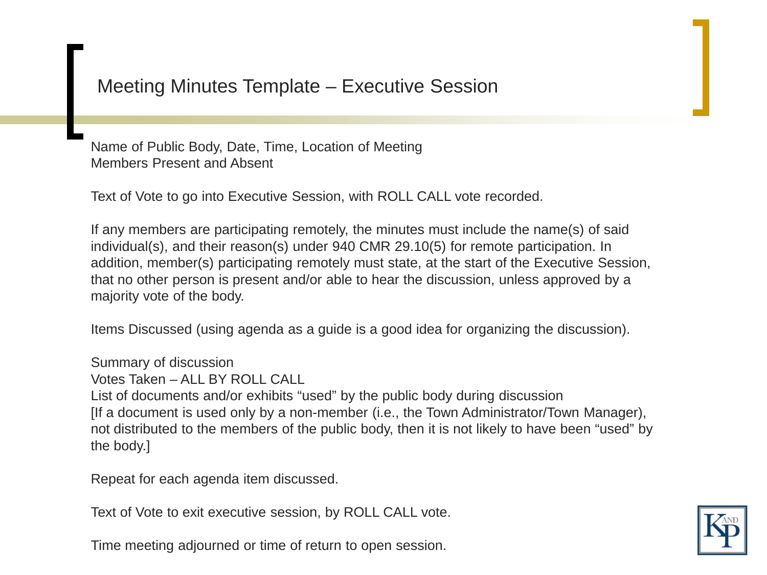# Meeting Minutes Template – Executive Session

Name of Public Body, Date, Time, Location of Meeting
Members Present and Absent

Text of Vote to go into Executive Session, with ROLL CALL vote recorded.

If any members are participating remotely, the minutes must include the name(s) of said individual(s), and their reason(s) under 940 CMR 29.10(5) for remote participation. In addition, member(s) participating remotely must state, at the start of the Executive Session, that no other person is present and/or able to hear the discussion, unless approved by a majority vote of the body.

Items Discussed (using agenda as a guide is a good idea for organizing the discussion).

Summary of discussion
Votes Taken – ALL BY ROLL CALL
List of documents and/or exhibits "used" by the public body during discussion
[If a document is used only by a non-member (i.e., the Town Administrator/Town Manager), not distributed to the members of the public body, then it is not likely to have been "used" by the body.]

Repeat for each agenda item discussed.

Text of Vote to exit executive session, by ROLL CALL vote.

Time meeting adjourned or time of return to open session.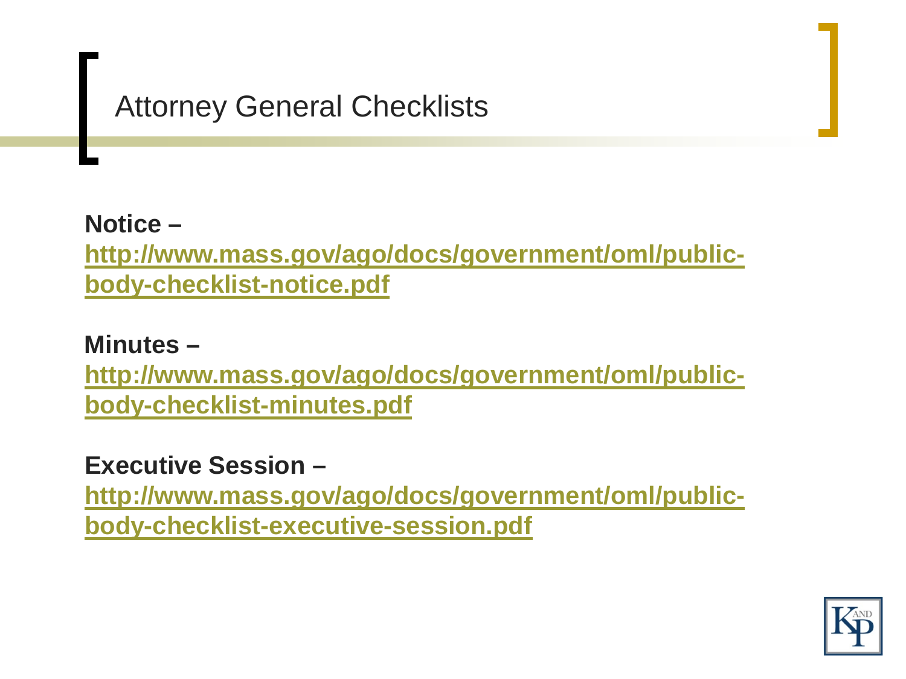# Attorney General Checklists

**Notice –**
**http://www.mass.gov/ago/docs/government/oml/public-body-checklist-notice.pdf**

**Minutes –**
**http://www.mass.gov/ago/docs/government/oml/public-body-checklist-minutes.pdf**

**Executive Session –**
**http://www.mass.gov/ago/docs/government/oml/public-body-checklist-executive-session.pdf**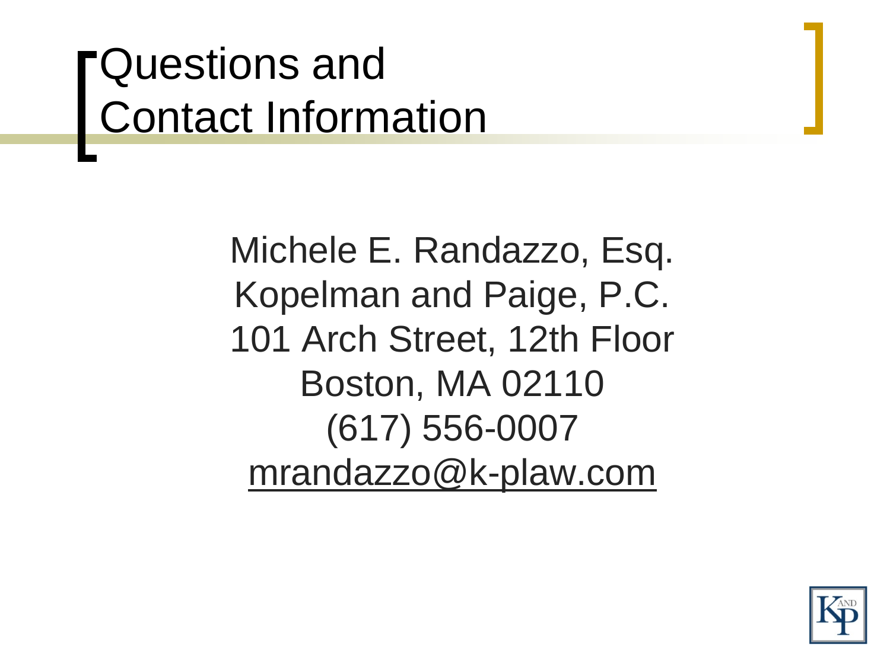# Questions and Contact Information

Michele E. Randazzo, Esq.
Kopelman and Paige, P.C.
101 Arch Street, 12th Floor
Boston, MA 02110
(617) 556-0007
mrandazzo@k-plaw.com